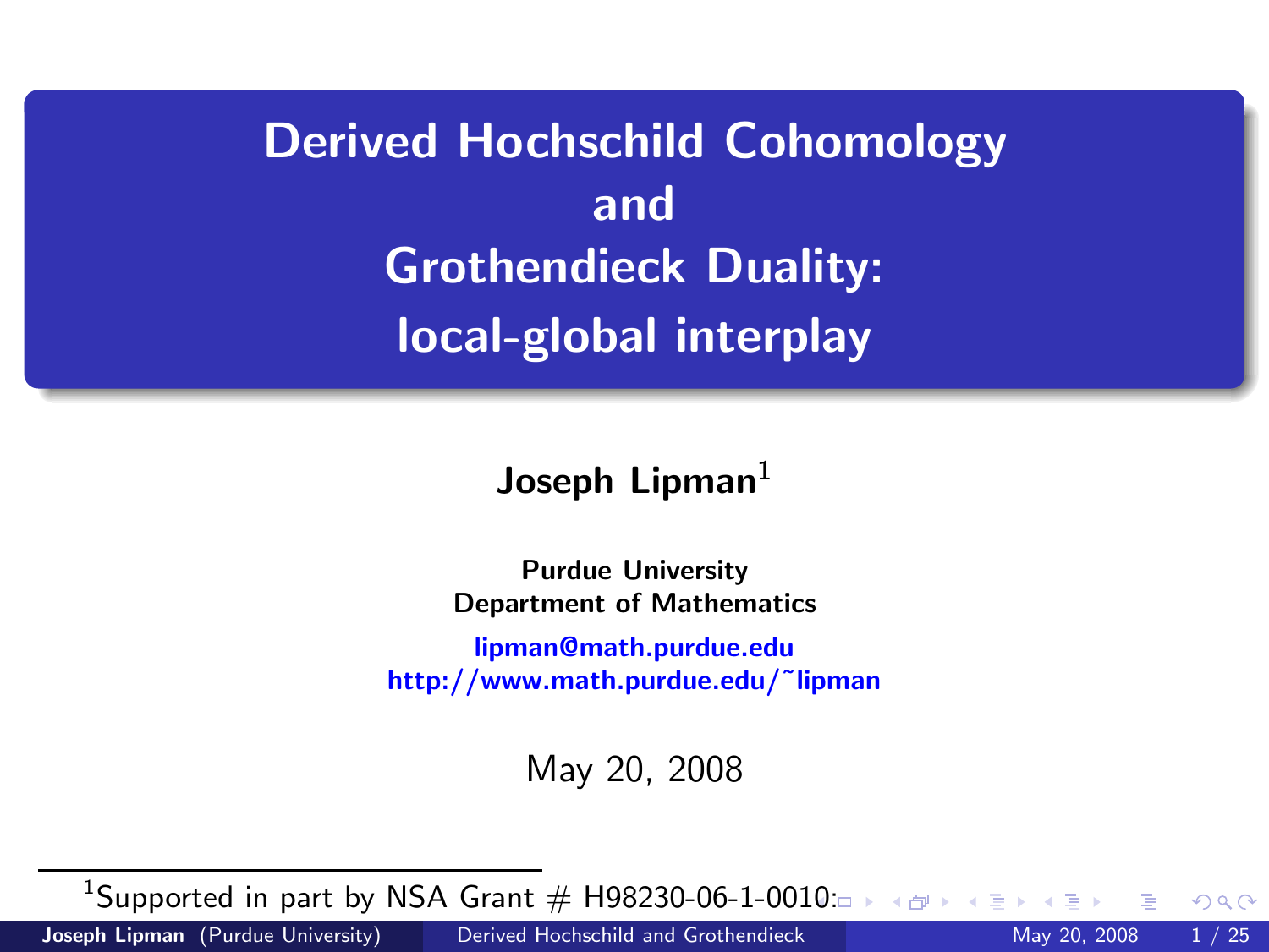# Derived Hochschild Cohomology and Grothendieck Duality: local-global interplay

**Joseph Lipman**[1]

**Purdue University**
**Department of Mathematics**

lipman@math.purdue.edu
http://www.math.purdue.edu/~lipman

May 20, 2008

[1] Supported in part by NSA Grant # H98230-06-1-0010.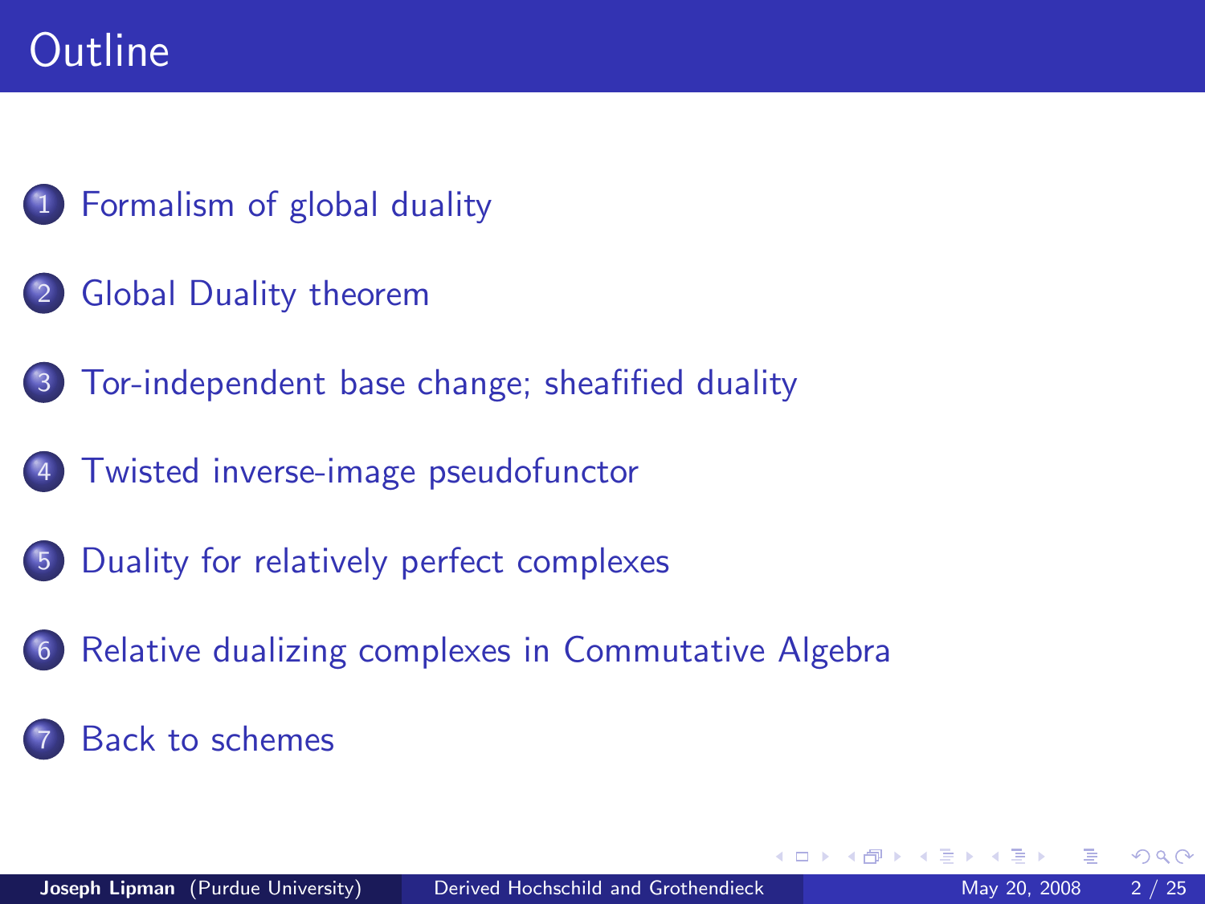# Outline

1. Formalism of global duality
2. Global Duality theorem
3. Tor-independent base change; sheafified duality
4. Twisted inverse-image pseudofunctor
5. Duality for relatively perfect complexes
6. Relative dualizing complexes in Commutative Algebra
7. Back to schemes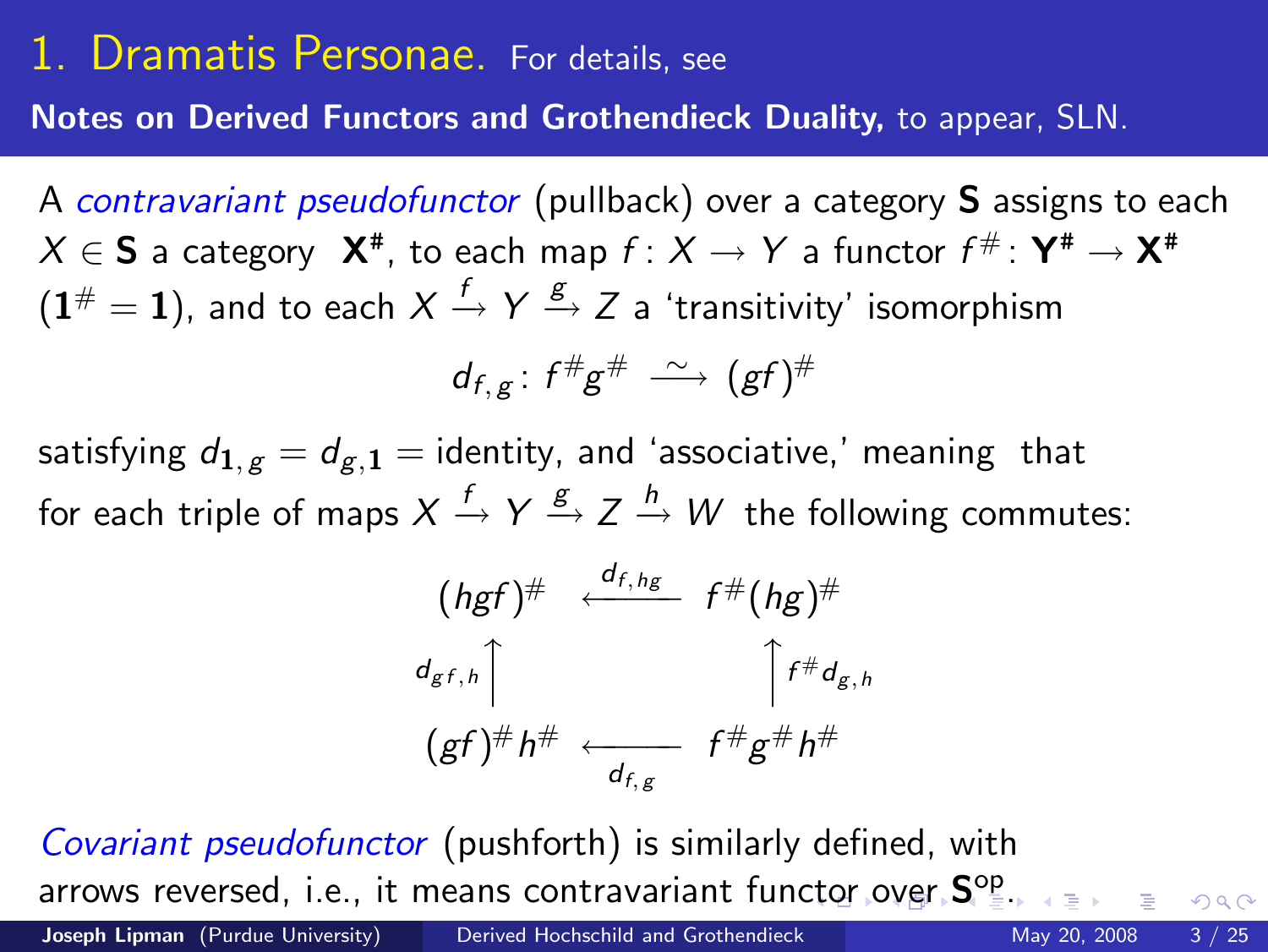# 1. Dramatis Personae. For details, see

**Notes on Derived Functors and Grothendieck Duality,** to appear, SLN.

A *contravariant pseudofunctor* (pullback) over a category $\mathbf{S}$ assigns to each $X \in \mathbf{S}$ a category $\mathbf{X}^\#$, to each map $f\colon X \to Y$ a functor $f^\#\colon \mathbf{Y}^\# \to \mathbf{X}^\#$ ($\mathbf{1}^\# = \mathbf{1}$), and to each $X \xrightarrow{f} Y \xrightarrow{g} Z$ a 'transitivity' isomorphism

$$d_{f,g}\colon f^\# g^\# \xrightarrow{\ \sim\ } (gf)^\#$$

satisfying $d_{\mathbf{1},g} = d_{g,\mathbf{1}} =$ identity, and 'associative,' meaning that for each triple of maps $X \xrightarrow{f} Y \xrightarrow{g} Z \xrightarrow{h} W$ the following commutes:

$$\begin{array}{ccc}
(hgf)^\# & \xleftarrow{\ d_{f,hg}\ } & f^\#(hg)^\# \\
{\scriptstyle d_{gf,h}}\big\uparrow & & \big\uparrow{\scriptstyle f^\# d_{g,h}} \\
(gf)^\# h^\# & \xleftarrow[\ d_{f,g}\ ]{} & f^\# g^\# h^\#
\end{array}$$

*Covariant pseudofunctor* (pushforth) is similarly defined, with arrows reversed, i.e., it means contravariant functor over $\mathbf{S}^{\mathrm{op}}$.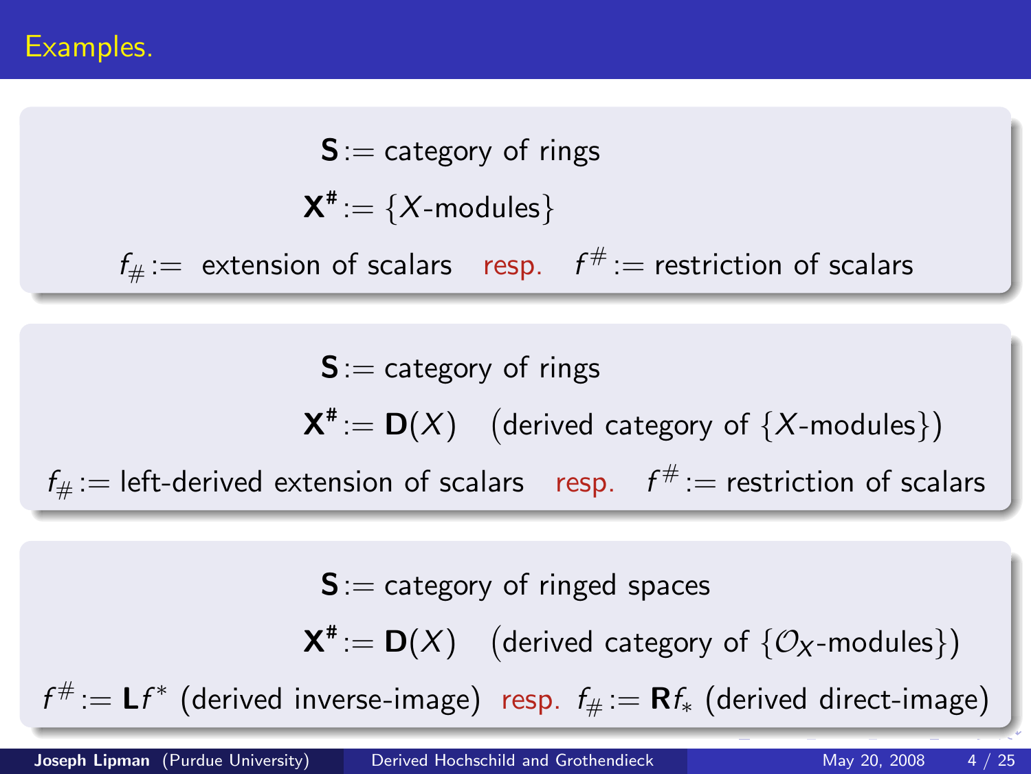# Examples.

$$\mathbf{S} := \text{category of rings}$$

$$\mathbf{X}^{\#} := \{X\text{-modules}\}$$

$f_{\#} :=$ extension of scalars resp. $f^{\#} :=$ restriction of scalars

---

$$\mathbf{S} := \text{category of rings}$$

$$\mathbf{X}^{\#} := \mathbf{D}(X) \quad \big(\text{derived category of } \{X\text{-modules}\}\big)$$

$f_{\#} :=$ left-derived extension of scalars resp. $f^{\#} :=$ restriction of scalars

---

$$\mathbf{S} := \text{category of ringed spaces}$$

$$\mathbf{X}^{\#} := \mathbf{D}(X) \quad \big(\text{derived category of } \{\mathcal{O}_X\text{-modules}\}\big)$$

$f^{\#} := \mathbf{L}f^{*}$ (derived inverse-image) resp. $f_{\#} := \mathbf{R}f_{*}$ (derived direct-image)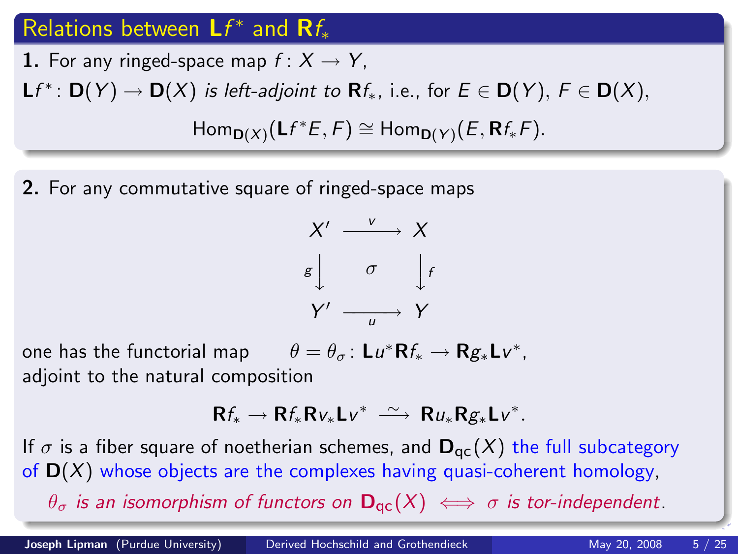## Relations between $\mathbf{L}f^*$ and $\mathbf{R}f_*$

**1.** For any ringed-space map $f\colon X \to Y$,
$\mathbf{L}f^*\colon \mathbf{D}(Y) \to \mathbf{D}(X)$ *is left-adjoint to* $\mathbf{R}f_*$, i.e., for $E \in \mathbf{D}(Y)$, $F \in \mathbf{D}(X)$,

$$\mathrm{Hom}_{\mathbf{D}(X)}(\mathbf{L}f^*E, F) \cong \mathrm{Hom}_{\mathbf{D}(Y)}(E, \mathbf{R}f_*F).$$

**2.** For any commutative square of ringed-space maps

$$\begin{array}{ccc} X' & \xrightarrow{\ v\ } & X \\ {\scriptstyle g}\big\downarrow & \sigma & \big\downarrow{\scriptstyle f} \\ Y' & \xrightarrow[\ u\ ]{} & Y \end{array}$$

one has the functorial map $\quad \theta = \theta_\sigma\colon \mathbf{L}u^*\mathbf{R}f_* \to \mathbf{R}g_*\mathbf{L}v^*$,
adjoint to the natural composition

$$\mathbf{R}f_* \to \mathbf{R}f_*\mathbf{R}v_*\mathbf{L}v^* \xrightarrow{\ \sim\ } \mathbf{R}u_*\mathbf{R}g_*\mathbf{L}v^*.$$

If $\sigma$ is a fiber square of noetherian schemes, and $\mathbf{D}_{\mathrm{qc}}(X)$ the full subcategory of $\mathbf{D}(X)$ whose objects are the complexes having quasi-coherent homology,

*$\theta_\sigma$ is an isomorphism of functors on $\mathbf{D}_{\mathrm{qc}}(X) \iff \sigma$ is tor-independent.*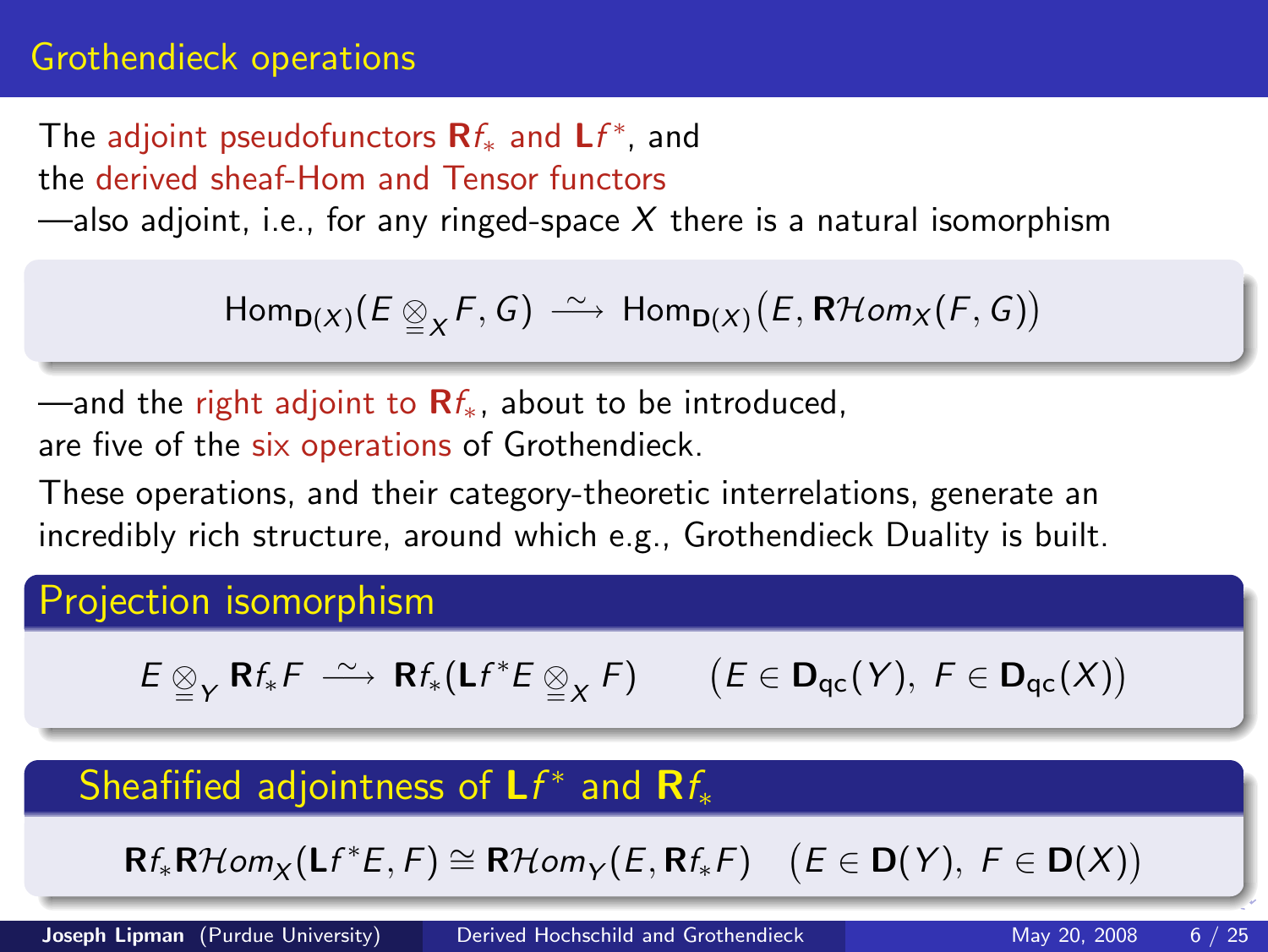## Grothendieck operations

The adjoint pseudofunctors $\mathbf{R}f_*$ and $\mathbf{L}f^*$, and
the derived sheaf-Hom and Tensor functors
—also adjoint, i.e., for any ringed-space $X$ there is a natural isomorphism

$$\mathrm{Hom}_{\mathbf{D}(X)}(E \underset{=}{\otimes}_X F, G) \xrightarrow{\ \sim\ } \mathrm{Hom}_{\mathbf{D}(X)}\big(E, \mathbf{R}\mathcal{H}om_X(F,G)\big)$$

—and the right adjoint to $\mathbf{R}f_*$, about to be introduced,
are five of the six operations of Grothendieck.

These operations, and their category-theoretic interrelations, generate an incredibly rich structure, around which e.g., Grothendieck Duality is built.

### Projection isomorphism

$$E \underset{=}{\otimes}_Y \mathbf{R}f_*F \xrightarrow{\ \sim\ } \mathbf{R}f_*(\mathbf{L}f^*E \underset{=}{\otimes}_X F) \qquad \big(E \in \mathbf{D}_{\mathrm{qc}}(Y),\ F \in \mathbf{D}_{\mathrm{qc}}(X)\big)$$

### Sheafified adjointness of $\mathbf{L}f^*$ and $\mathbf{R}f_*$

$$\mathbf{R}f_*\mathbf{R}\mathcal{H}om_X(\mathbf{L}f^*E, F) \cong \mathbf{R}\mathcal{H}om_Y(E, \mathbf{R}f_*F) \quad \big(E \in \mathbf{D}(Y),\ F \in \mathbf{D}(X)\big)$$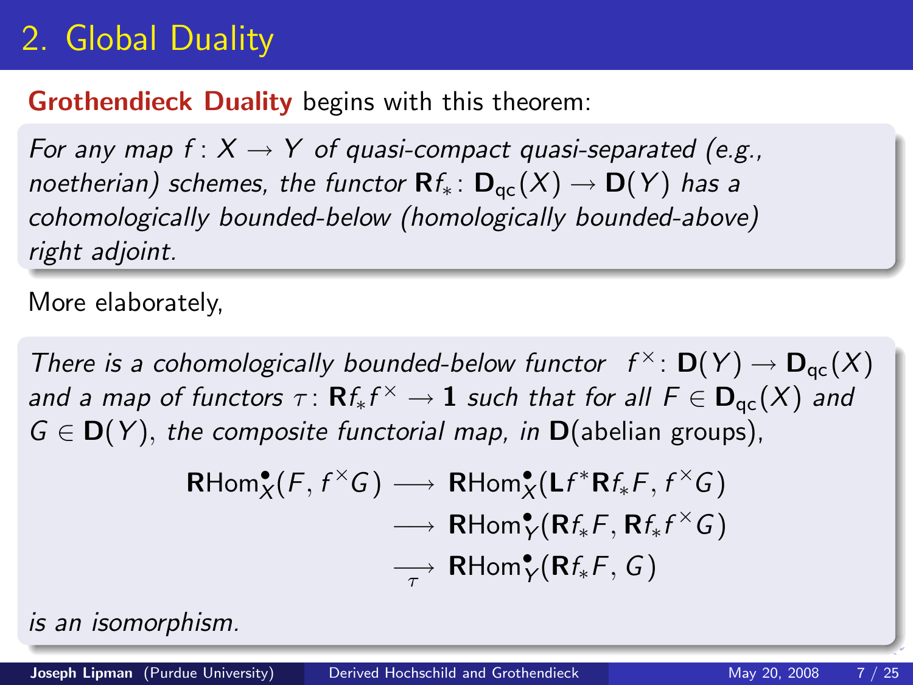# 2. Global Duality

**Grothendieck Duality** begins with this theorem:

*For any map $f\colon X \to Y$ of quasi-compact quasi-separated (e.g., noetherian) schemes, the functor $\mathbf{R}f_*\colon \mathbf{D}_{\mathrm{qc}}(X) \to \mathbf{D}(Y)$ has a cohomologically bounded-below (homologically bounded-above) right adjoint.*

More elaborately,

*There is a cohomologically bounded-below functor $f^\times\colon \mathbf{D}(Y) \to \mathbf{D}_{\mathrm{qc}}(X)$ and a map of functors $\tau\colon \mathbf{R}f_*f^\times \to \mathbf{1}$ such that for all $F \in \mathbf{D}_{\mathrm{qc}}(X)$ and $G \in \mathbf{D}(Y)$, the composite functorial map, in $\mathbf{D}$(abelian groups),*

$$
\begin{aligned}
\mathbf{R}\mathrm{Hom}^\bullet_X(F, f^\times G) &\longrightarrow \mathbf{R}\mathrm{Hom}^\bullet_X(\mathbf{L}f^*\mathbf{R}f_*F, f^\times G)\\
&\longrightarrow \mathbf{R}\mathrm{Hom}^\bullet_Y(\mathbf{R}f_*F, \mathbf{R}f_*f^\times G)\\
&\underset{\tau}{\longrightarrow} \mathbf{R}\mathrm{Hom}^\bullet_Y(\mathbf{R}f_*F, G)
\end{aligned}
$$

*is an isomorphism.*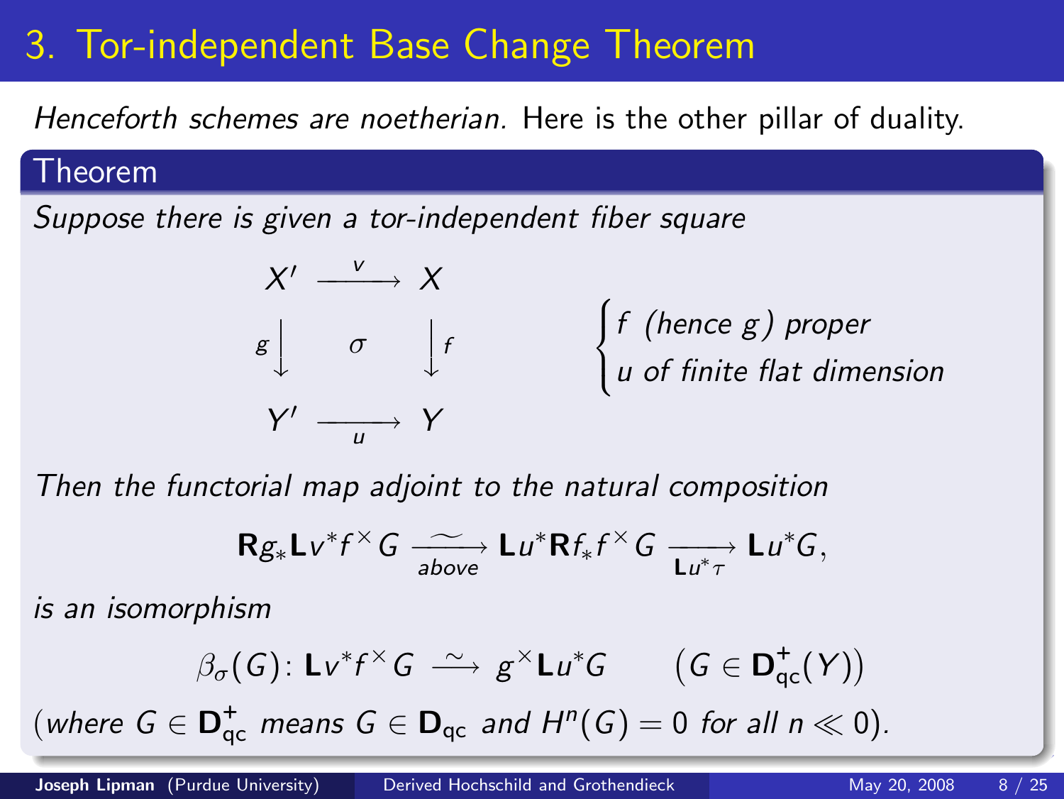# 3. Tor-independent Base Change Theorem

*Henceforth schemes are noetherian.* Here is the other pillar of duality.

**Theorem**

*Suppose there is given a tor-independent fiber square*

$$
\begin{array}{ccc}
X' & \xrightarrow{\;v\;} & X \\
{\scriptstyle g}\big\downarrow & \sigma & \big\downarrow{\scriptstyle f} \\
Y' & \xrightarrow[\;u\;]{} & Y
\end{array}
\qquad
\begin{cases}
f \text{ (hence } g\text{) proper} \\
u \text{ of finite flat dimension}
\end{cases}
$$

*Then the functorial map adjoint to the natural composition*

$$\mathbf{R}g_*\mathbf{L}v^*f^\times G \xrightarrow[\text{above}]{\sim} \mathbf{L}u^*\mathbf{R}f_*f^\times G \xrightarrow[\mathbf{L}u^*\tau]{} \mathbf{L}u^*G,$$

*is an isomorphism*

$$\beta_\sigma(G)\colon \mathbf{L}v^*f^\times G \xrightarrow{\;\sim\;} g^\times \mathbf{L}u^*G \qquad \big(G \in \mathbf{D}^+_{\mathrm{qc}}(Y)\big)$$

(*where* $G \in \mathbf{D}^+_{\mathrm{qc}}$ *means* $G \in \mathbf{D}_{\mathrm{qc}}$ *and* $H^n(G) = 0$ *for all* $n \ll 0$).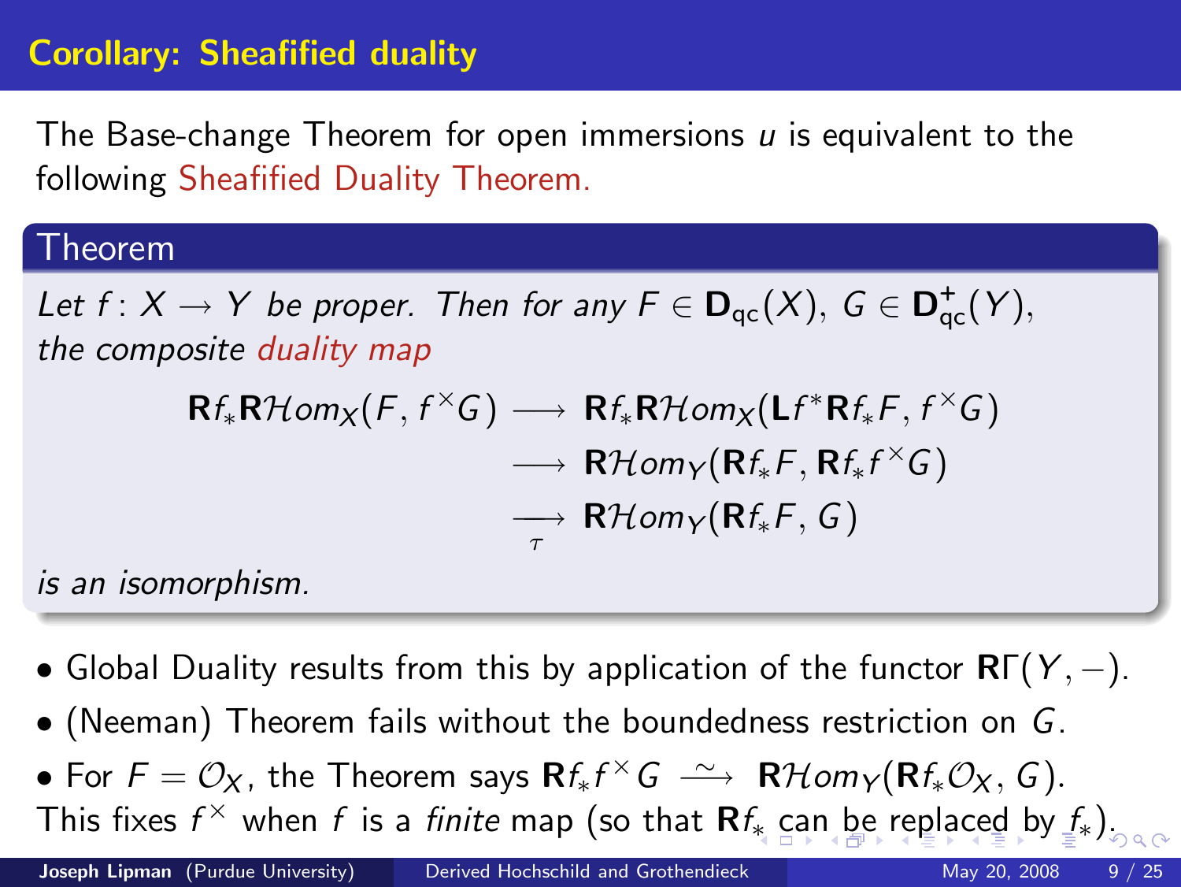## Corollary: Sheafified duality

The Base-change Theorem for open immersions $u$ is equivalent to the following Sheafified Duality Theorem.

**Theorem**

*Let $f\colon X \to Y$ be proper. Then for any $F \in \mathbf{D}_{\mathrm{qc}}(X)$, $G \in \mathbf{D}^+_{\mathrm{qc}}(Y)$, the composite duality map*

$$
\begin{aligned}
\mathbf{R}f_*\mathbf{R}\mathcal{H}om_X(F, f^\times G) &\longrightarrow \mathbf{R}f_*\mathbf{R}\mathcal{H}om_X(\mathbf{L}f^*\mathbf{R}f_*F, f^\times G)\\
&\longrightarrow \mathbf{R}\mathcal{H}om_Y(\mathbf{R}f_*F, \mathbf{R}f_*f^\times G)\\
&\underset{\tau}{\longrightarrow} \mathbf{R}\mathcal{H}om_Y(\mathbf{R}f_*F, G)
\end{aligned}
$$

*is an isomorphism.*

- Global Duality results from this by application of the functor $\mathbf{R}\Gamma(Y, -)$.
- (Neeman) Theorem fails without the boundedness restriction on $G$.
- For $F = \mathcal{O}_X$, the Theorem says $\mathbf{R}f_*f^\times G \xrightarrow{\ \sim\ } \mathbf{R}\mathcal{H}om_Y(\mathbf{R}f_*\mathcal{O}_X, G)$.

This fixes $f^\times$ when $f$ is a *finite* map (so that $\mathbf{R}f_*$ can be replaced by $f_*$).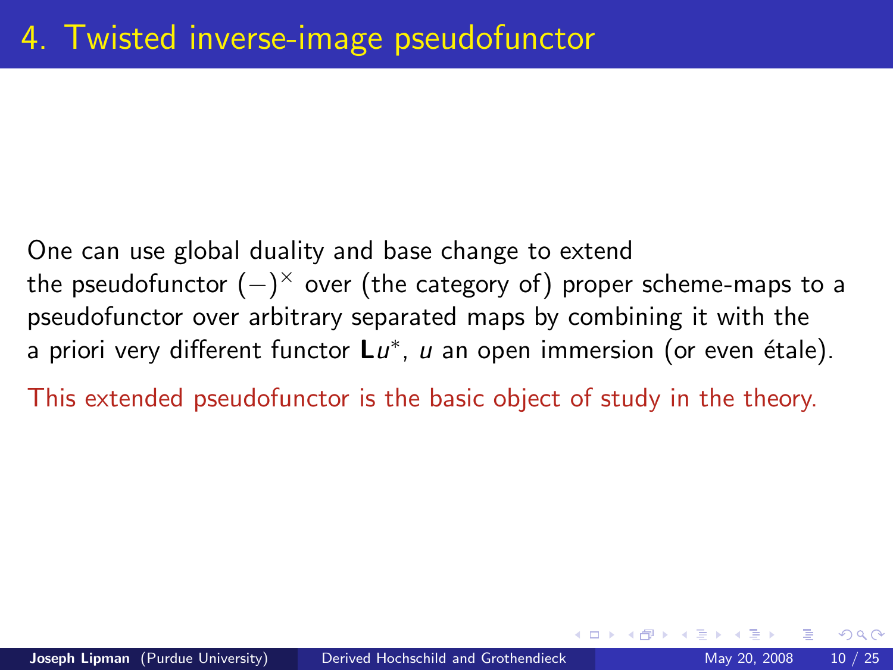# 4. Twisted inverse-image pseudofunctor

One can use global duality and base change to extend the pseudofunctor $(-)^\times$ over (the category of) proper scheme-maps to a pseudofunctor over arbitrary separated maps by combining it with the a priori very different functor $\mathbf{L}u^*$, $u$ an open immersion (or even étale).

This extended pseudofunctor is the basic object of study in the theory.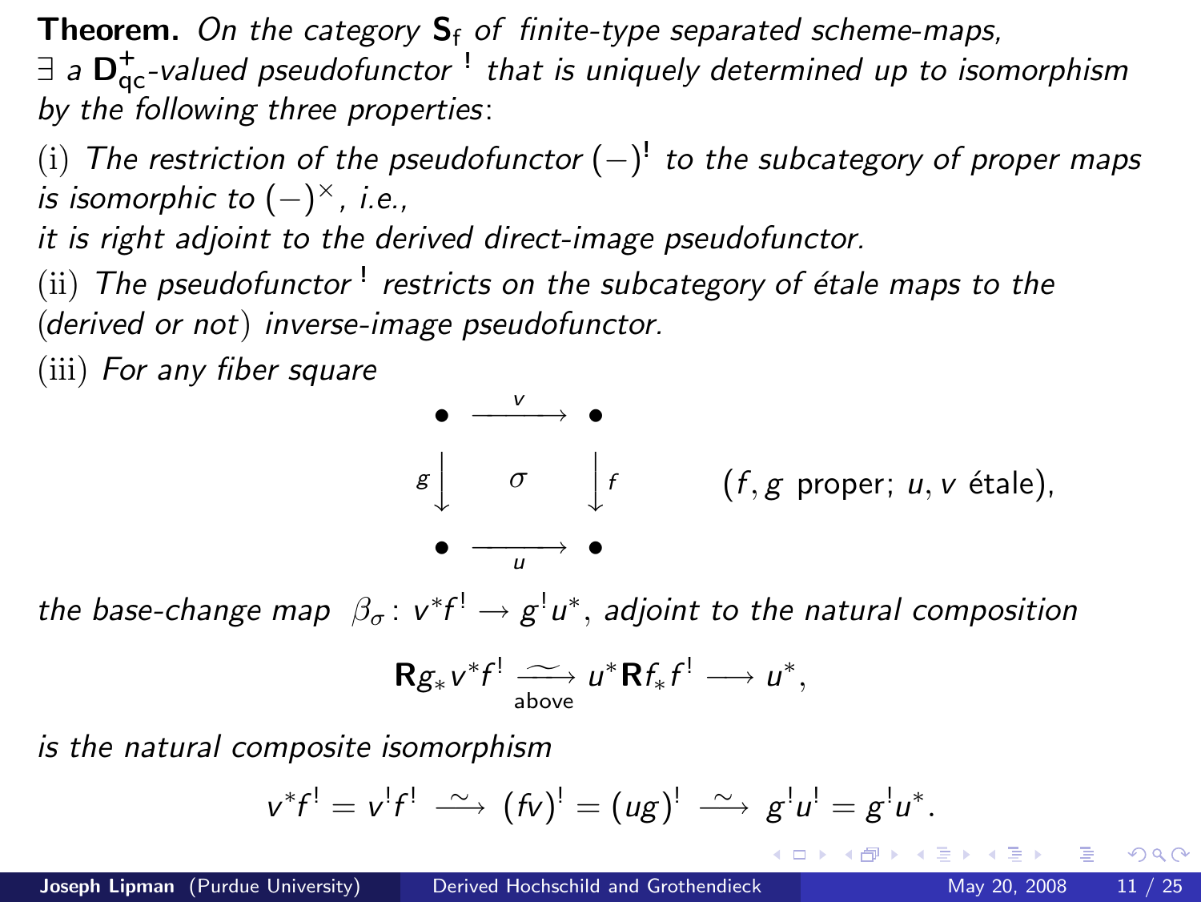**Theorem.** *On the category* $\mathbf{S}_\mathsf{f}$ *of finite-type separated scheme-maps,* $\exists$ *a* $\mathbf{D}^+_{\mathrm{qc}}$*-valued pseudofunctor* $^!$ *that is uniquely determined up to isomorphism by the following three properties*:

(i) *The restriction of the pseudofunctor* $(-)^!$ *to the subcategory of proper maps is isomorphic to* $(-)^\times$, *i.e., it is right adjoint to the derived direct-image pseudofunctor.*

(ii) *The pseudofunctor* $^!$ *restricts on the subcategory of étale maps to the* (*derived or not*) *inverse-image pseudofunctor.*

(iii) *For any fiber square*

$$\begin{array}{ccc} \bullet & \xrightarrow{\;v\;} & \bullet \\ {\scriptstyle g}\big\downarrow & \sigma & \big\downarrow{\scriptstyle f} \\ \bullet & \xrightarrow[\;u\;]{} & \bullet \end{array} \qquad (f, g \text{ proper; } u, v \text{ étale}),$$

*the base-change map* $\beta_\sigma\colon v^*f^! \to g^!u^*$, *adjoint to the natural composition*

$$\mathbf{R}g_*v^*f^! \underset{\text{above}}{\xrightarrow{\;\sim\;}} u^*\mathbf{R}f_*f^! \longrightarrow u^*,$$

*is the natural composite isomorphism*

$$v^*f^! = v^!f^! \xrightarrow{\;\sim\;} (fv)^! = (ug)^! \xrightarrow{\;\sim\;} g^!u^! = g^!u^*.$$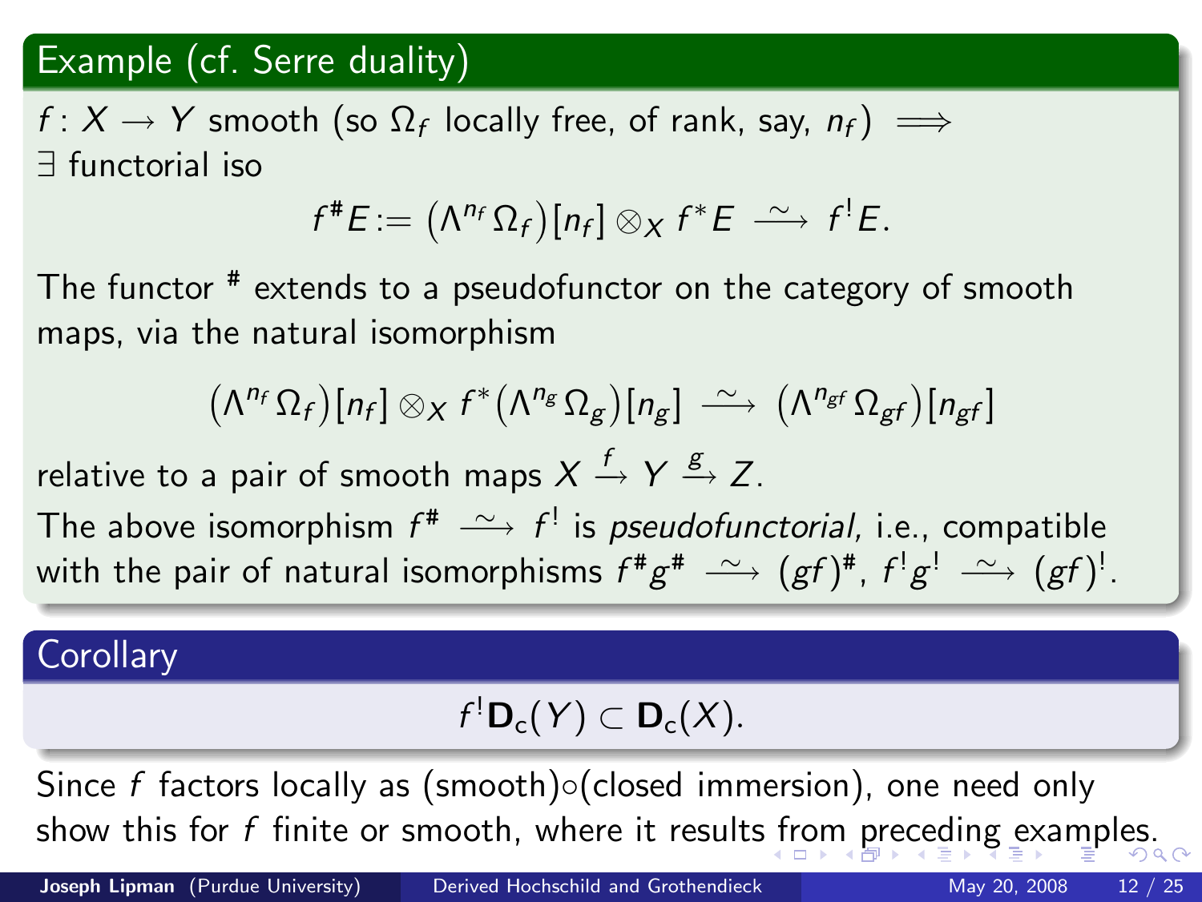### Example (cf. Serre duality)

$f\colon X \to Y$ smooth (so $\Omega_f$ locally free, of rank, say, $n_f$) $\implies$ $\exists$ functorial iso

$$f^{\#}E := \big(\Lambda^{n_f}\Omega_f\big)[n_f] \otimes_X f^*E \xrightarrow{\;\sim\;} f^!E.$$

The functor $^{\#}$ extends to a pseudofunctor on the category of smooth maps, via the natural isomorphism

$$\big(\Lambda^{n_f}\Omega_f\big)[n_f] \otimes_X f^*\big(\Lambda^{n_g}\Omega_g\big)[n_g] \xrightarrow{\;\sim\;} \big(\Lambda^{n_{gf}}\Omega_{gf}\big)[n_{gf}]$$

relative to a pair of smooth maps $X \xrightarrow{f} Y \xrightarrow{g} Z$.

The above isomorphism $f^{\#} \xrightarrow{\;\sim\;} f^!$ is *pseudofunctorial,* i.e., compatible with the pair of natural isomorphisms $f^{\#}g^{\#} \xrightarrow{\;\sim\;} (gf)^{\#}$, $f^!g^! \xrightarrow{\;\sim\;} (gf)^!$.

### Corollary

$$f^!\mathbf{D}_{\mathrm{c}}(Y) \subset \mathbf{D}_{\mathrm{c}}(X).$$

Since $f$ factors locally as (smooth)$\circ$(closed immersion), one need only show this for $f$ finite or smooth, where it results from preceding examples.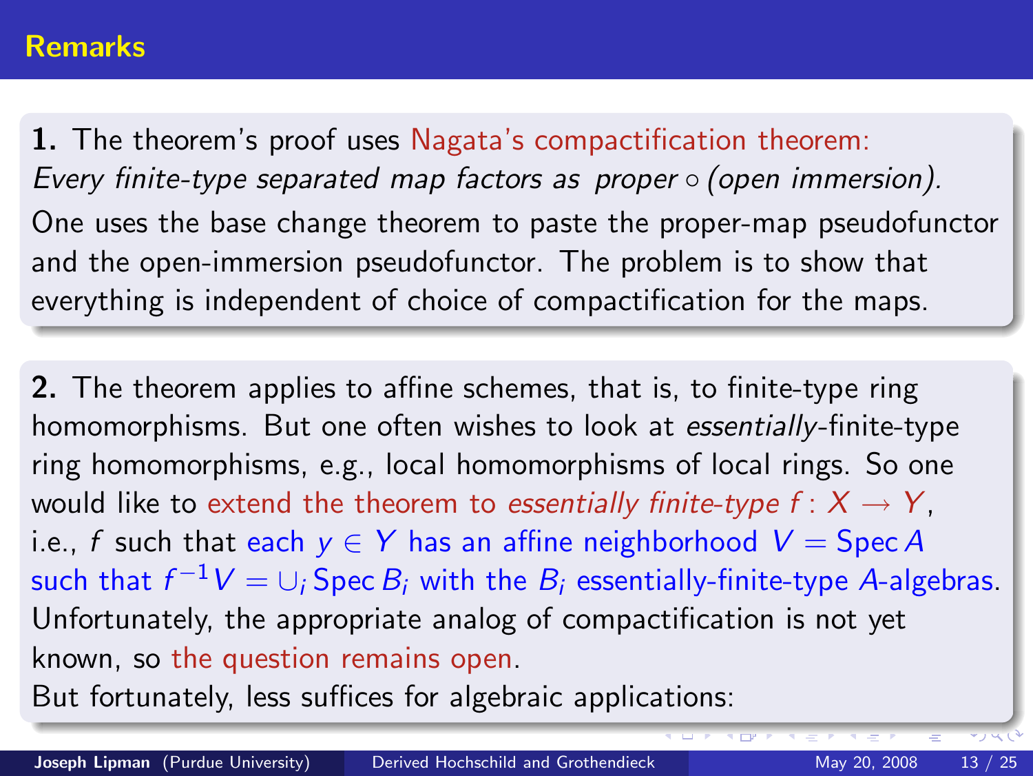## Remarks

**1.** The theorem's proof uses Nagata's compactification theorem: *Every finite-type separated map factors as proper ∘ (open immersion).*
One uses the base change theorem to paste the proper-map pseudofunctor and the open-immersion pseudofunctor. The problem is to show that everything is independent of choice of compactification for the maps.

**2.** The theorem applies to affine schemes, that is, to finite-type ring homomorphisms. But one often wishes to look at *essentially*-finite-type ring homomorphisms, e.g., local homomorphisms of local rings. So one would like to extend the theorem to *essentially finite-type* $f\colon X \to Y$, i.e., $f$ such that each $y \in Y$ has an affine neighborhood $V = \operatorname{Spec} A$ such that $f^{-1}V = \cup_i \operatorname{Spec} B_i$ with the $B_i$ essentially-finite-type $A$-algebras.
Unfortunately, the appropriate analog of compactification is not yet known, so the question remains open.
But fortunately, less suffices for algebraic applications: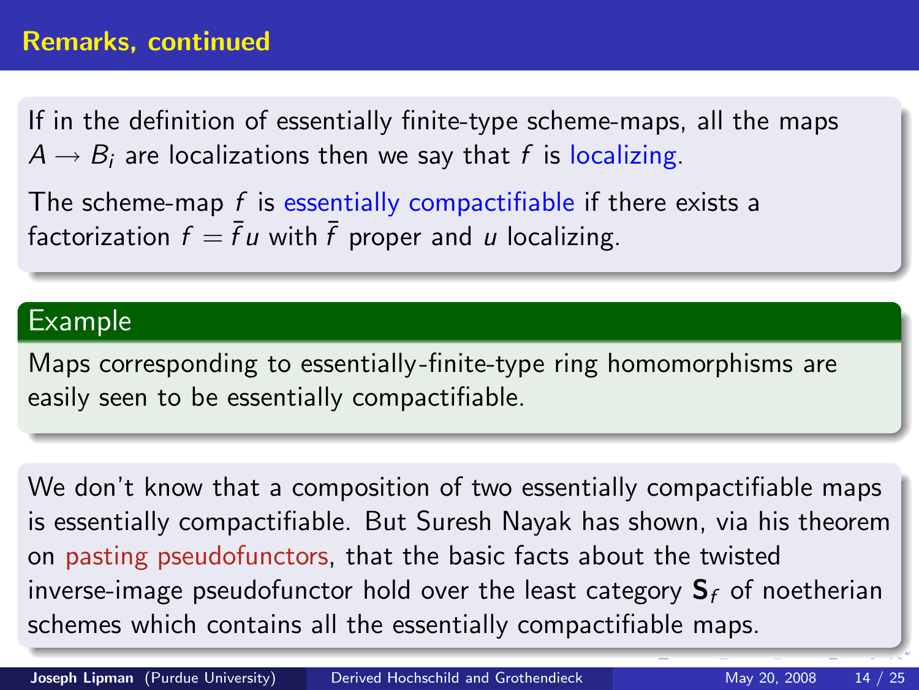## Remarks, continued

If in the definition of essentially finite-type scheme-maps, all the maps $A \to B_i$ are localizations then we say that $f$ is localizing.

The scheme-map $f$ is essentially compactifiable if there exists a factorization $f = \bar{f}u$ with $\bar{f}$ proper and $u$ localizing.

### Example

Maps corresponding to essentially-finite-type ring homomorphisms are easily seen to be essentially compactifiable.

We don't know that a composition of two essentially compactifiable maps is essentially compactifiable. But Suresh Nayak has shown, via his theorem on pasting pseudofunctors, that the basic facts about the twisted inverse-image pseudofunctor hold over the least category $\mathbf{S}_f$ of noetherian schemes which contains all the essentially compactifiable maps.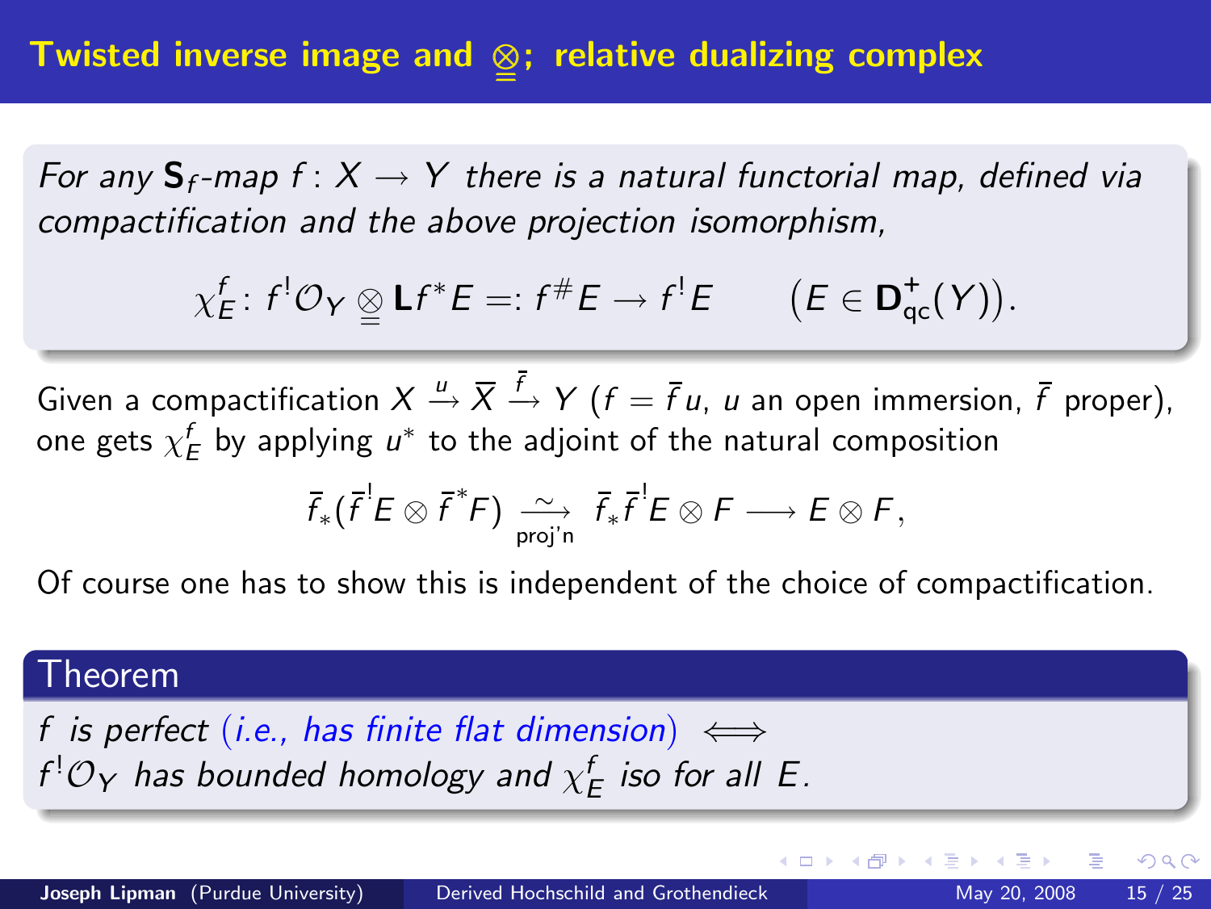## Twisted inverse image and $\underline{\underline{\otimes}}$; relative dualizing complex

*For any $\mathbf{S}_f$-map $f\colon X \to Y$ there is a natural functorial map, defined via compactification and the above projection isomorphism,*

$$\chi^f_E\colon f^!\mathcal{O}_Y \underline{\underline{\otimes}} \mathbf{L}f^*E =: f^\# E \to f^! E \qquad \big(E \in \mathbf{D}^+_{\mathrm{qc}}(Y)\big).$$

Given a compactification $X \xrightarrow{u} \overline{X} \xrightarrow{\bar f} Y$ ($f = \bar f u$, $u$ an open immersion, $\bar f$ proper), one gets $\chi^f_E$ by applying $u^*$ to the adjoint of the natural composition

$$\bar f_*(\bar f^! E \otimes \bar f^* F) \underset{\text{proj'n}}{\xrightarrow{\ \sim\ }} \bar f_* \bar f^! E \otimes F \longrightarrow E \otimes F,$$

Of course one has to show this is independent of the choice of compactification.

**Theorem**

*$f$ is perfect (i.e., has finite flat dimension) $\iff$*
*$f^!\mathcal{O}_Y$ has bounded homology and $\chi^f_E$ iso for all $E$.*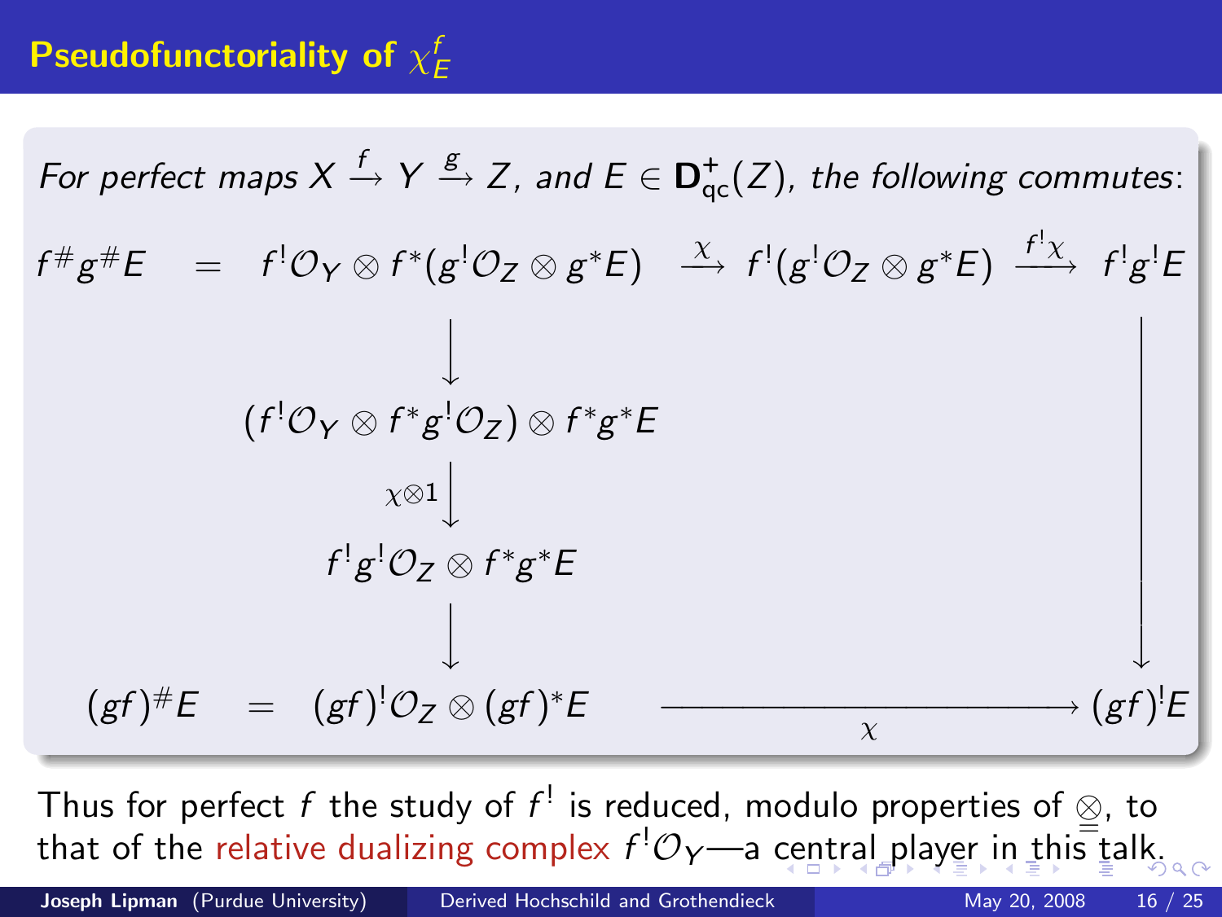## Pseudofunctoriality of $\chi_E^f$

*For perfect maps $X \xrightarrow{f} Y \xrightarrow{g} Z$, and $E \in \mathbf{D}^+_{\mathrm{qc}}(Z)$, the following commutes:*

$$
\begin{array}{ccccccc}
f^\# g^\# E & = & f^! \mathcal{O}_Y \otimes f^*(g^! \mathcal{O}_Z \otimes g^* E) & \xrightarrow{\ \chi\ } & f^!(g^! \mathcal{O}_Z \otimes g^* E) & \xrightarrow{\ f^!\chi\ } & f^! g^! E \\
 & & \big\downarrow & & & & \big\downarrow \\
 & & (f^! \mathcal{O}_Y \otimes f^* g^! \mathcal{O}_Z) \otimes f^* g^* E & & & & \\
 & & \big\downarrow{\scriptstyle \chi \otimes 1} & & & & \\
 & & f^! g^! \mathcal{O}_Z \otimes f^* g^* E & & & & \\
 & & \big\downarrow & & & & \\
(gf)^\# E & = & (gf)^! \mathcal{O}_Z \otimes (gf)^* E & & \xrightarrow[\ \chi\ ]{\hspace{6em}} & & (gf)^! E
\end{array}
$$

Thus for perfect $f$ the study of $f^!$ is reduced, modulo properties of $\otimes$, to that of the relative dualizing complex $f^! \mathcal{O}_Y$—a central player in this talk.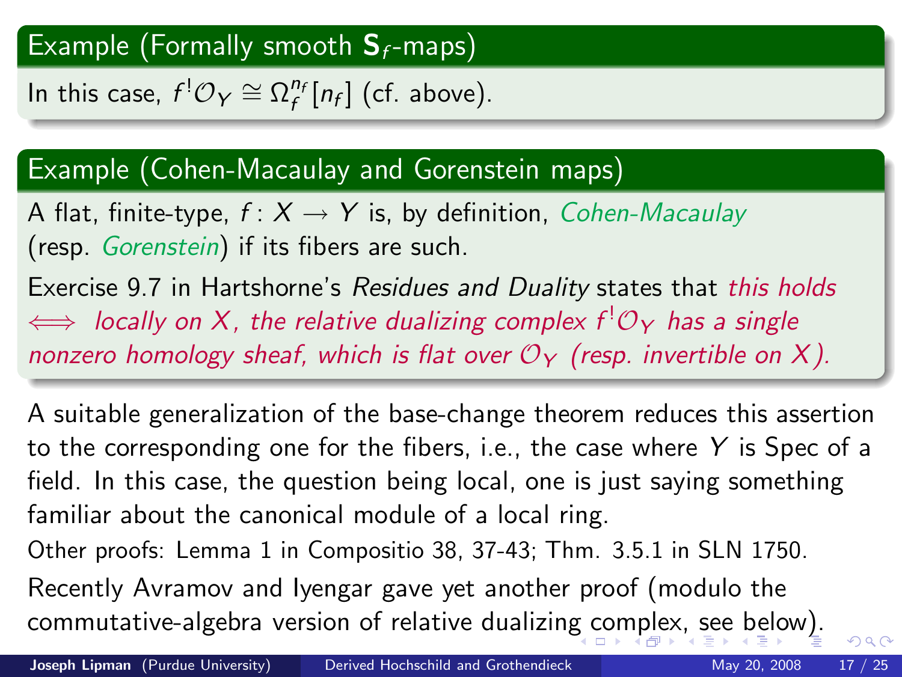### Example (Formally smooth $\mathbf{S}_f$-maps)

In this case, $f^!\mathcal{O}_Y \cong \Omega_f^{n_f}[n_f]$ (cf. above).

### Example (Cohen-Macaulay and Gorenstein maps)

A flat, finite-type, $f\colon X \to Y$ is, by definition, *Cohen-Macaulay* (resp. *Gorenstein*) if its fibers are such.

Exercise 9.7 in Hartshorne's *Residues and Duality* states that *this holds $\iff$ locally on $X$, the relative dualizing complex $f^!\mathcal{O}_Y$ has a single nonzero homology sheaf, which is flat over $\mathcal{O}_Y$ (resp. invertible on $X$).*

A suitable generalization of the base-change theorem reduces this assertion to the corresponding one for the fibers, i.e., the case where $Y$ is Spec of a field. In this case, the question being local, one is just saying something familiar about the canonical module of a local ring.

Other proofs: Lemma 1 in Compositio 38, 37-43; Thm. 3.5.1 in SLN 1750.

Recently Avramov and Iyengar gave yet another proof (modulo the commutative-algebra version of relative dualizing complex, see below).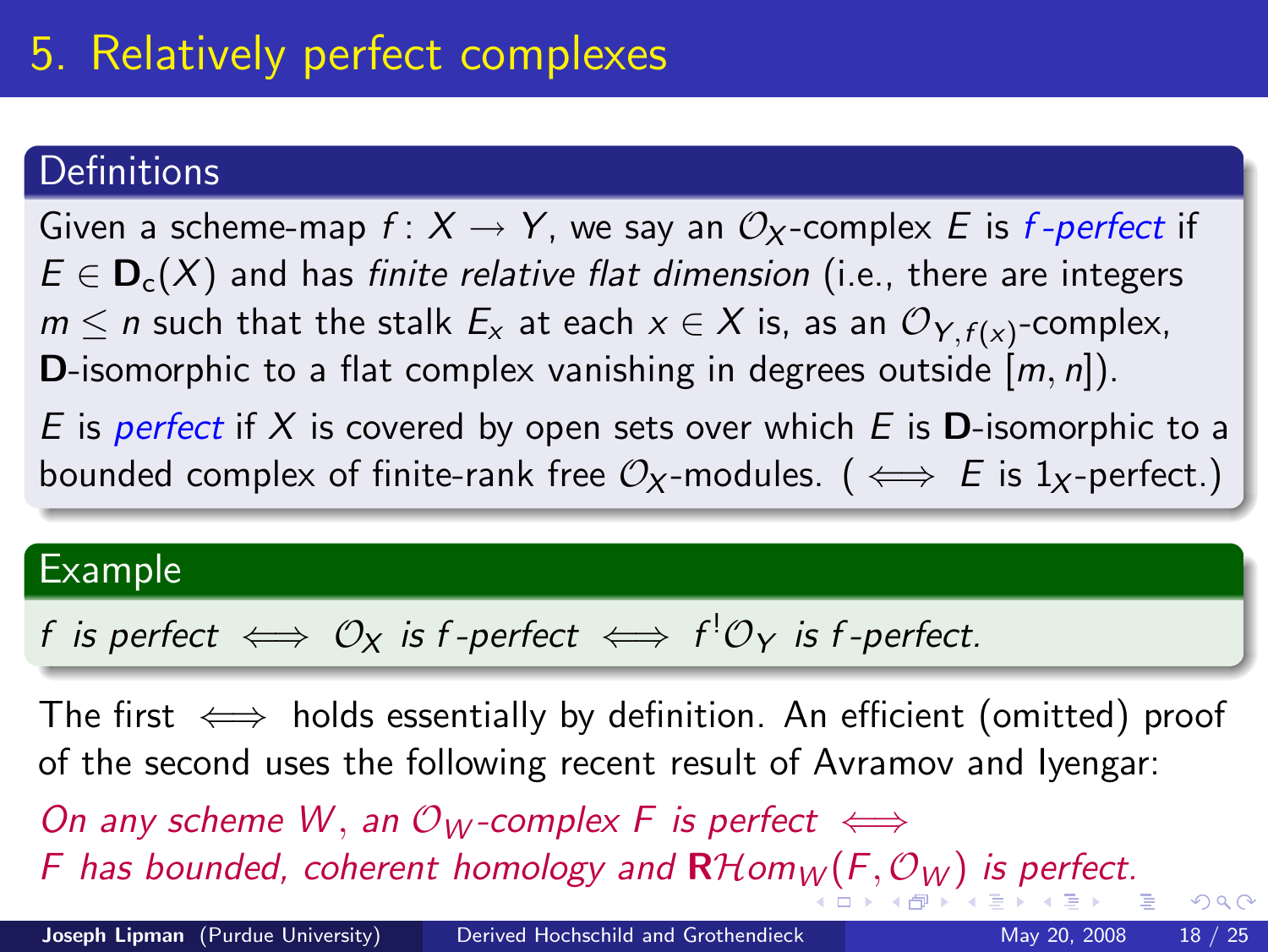# 5. Relatively perfect complexes

### Definitions

Given a scheme-map $f\colon X \to Y$, we say an $\mathcal{O}_X$-complex $E$ is *$f$-perfect* if $E \in \mathbf{D}_{\mathrm{c}}(X)$ and has *finite relative flat dimension* (i.e., there are integers $m \le n$ such that the stalk $E_x$ at each $x \in X$ is, as an $\mathcal{O}_{Y,f(x)}$-complex, $\mathbf{D}$-isomorphic to a flat complex vanishing in degrees outside $[m,n]$).

$E$ is *perfect* if $X$ is covered by open sets over which $E$ is $\mathbf{D}$-isomorphic to a bounded complex of finite-rank free $\mathcal{O}_X$-modules. ( $\iff$ $E$ is $1_X$-perfect.)

### Example

*$f$ is perfect $\iff$ $\mathcal{O}_X$ is $f$-perfect $\iff$ $f^!\mathcal{O}_Y$ is $f$-perfect.*

The first $\iff$ holds essentially by definition. An efficient (omitted) proof of the second uses the following recent result of Avramov and Iyengar:

*On any scheme $W$, an $\mathcal{O}_W$-complex $F$ is perfect $\iff$ $F$ has bounded, coherent homology and $\mathbf{R}\mathcal{H}om_W(F, \mathcal{O}_W)$ is perfect.*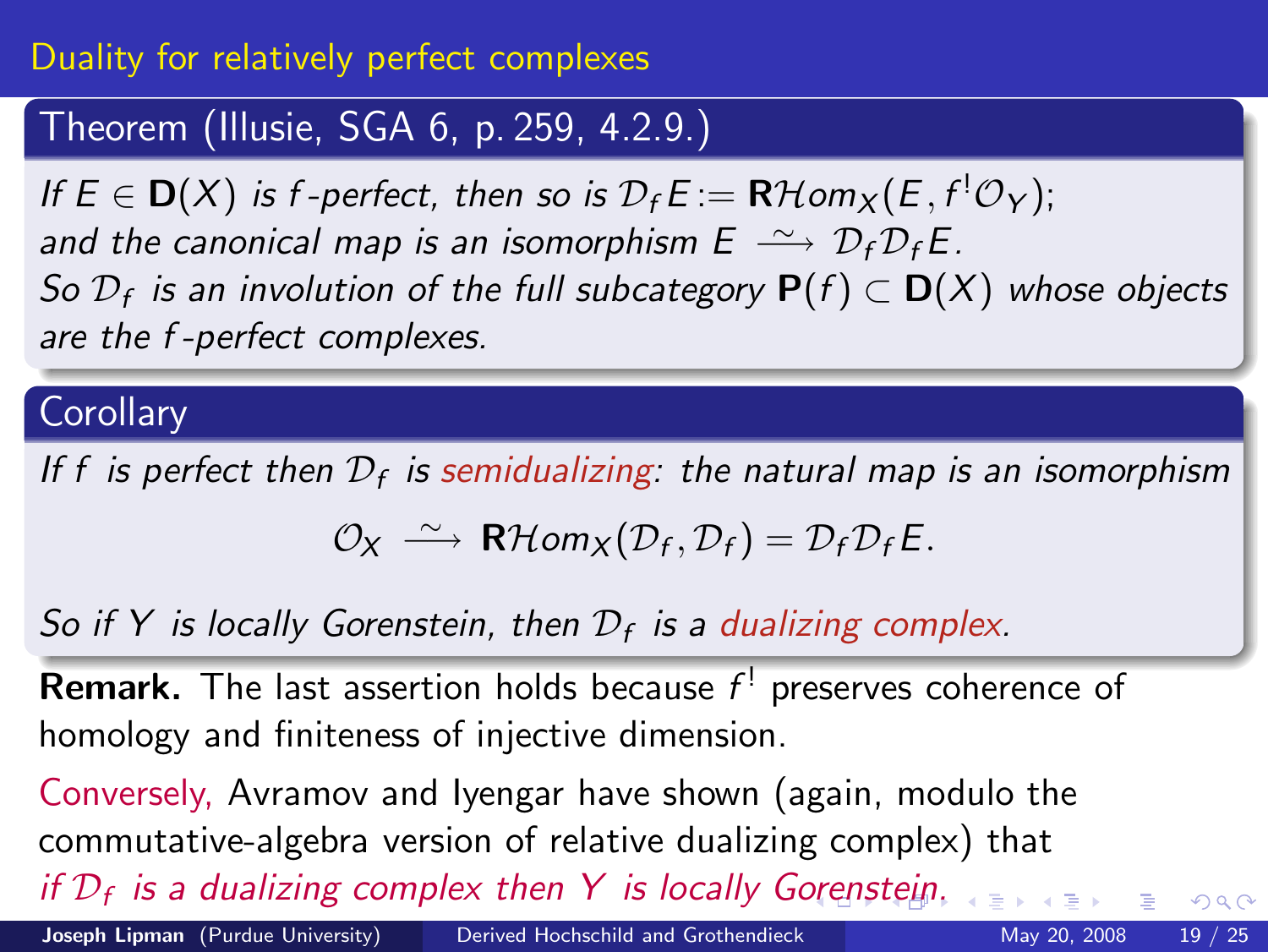## Duality for relatively perfect complexes

**Theorem (Illusie, SGA 6, p. 259, 4.2.9.)**

*If $E \in \mathbf{D}(X)$ is $f$-perfect, then so is $\mathcal{D}_f E := \mathbf{R}\mathcal{H}om_X(E, f^!\mathcal{O}_Y)$; and the canonical map is an isomorphism $E \xrightarrow{\sim} \mathcal{D}_f\mathcal{D}_f E$. So $\mathcal{D}_f$ is an involution of the full subcategory $\mathbf{P}(f) \subset \mathbf{D}(X)$ whose objects are the $f$-perfect complexes.*

**Corollary**

*If $f$ is perfect then $\mathcal{D}_f$ is semidualizing: the natural map is an isomorphism*

$$\mathcal{O}_X \xrightarrow{\sim} \mathbf{R}\mathcal{H}om_X(\mathcal{D}_f, \mathcal{D}_f) = \mathcal{D}_f\mathcal{D}_f E.$$

*So if $Y$ is locally Gorenstein, then $\mathcal{D}_f$ is a dualizing complex.*

**Remark.** The last assertion holds because $f^!$ preserves coherence of homology and finiteness of injective dimension.

Conversely, Avramov and Iyengar have shown (again, modulo the commutative-algebra version of relative dualizing complex) that *if $\mathcal{D}_f$ is a dualizing complex then $Y$ is locally Gorenstein.*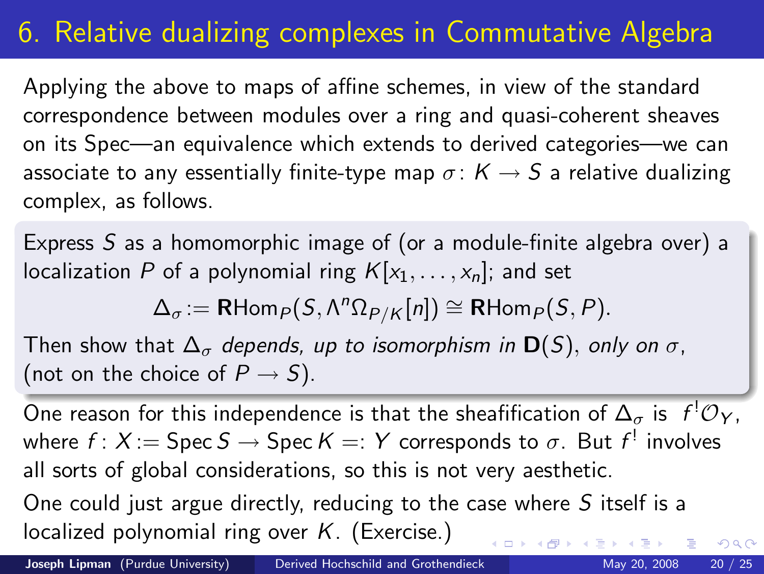# 6. Relative dualizing complexes in Commutative Algebra

Applying the above to maps of affine schemes, in view of the standard correspondence between modules over a ring and quasi-coherent sheaves on its Spec—an equivalence which extends to derived categories—we can associate to any essentially finite-type map $\sigma\colon K \to S$ a relative dualizing complex, as follows.

Express $S$ as a homomorphic image of (or a module-finite algebra over) a localization $P$ of a polynomial ring $K[x_1, \dots, x_n]$; and set

$$\Delta_\sigma := \mathbf{R}\mathrm{Hom}_P(S, \Lambda^n \Omega_{P/K}[n]) \cong \mathbf{R}\mathrm{Hom}_P(S, P).$$

Then show that $\Delta_\sigma$ *depends, up to isomorphism in* $\mathbf{D}(S)$, *only on* $\sigma$, (not on the choice of $P \to S$).

One reason for this independence is that the sheafification of $\Delta_\sigma$ is $f^!\mathcal{O}_Y$, where $f\colon X := \operatorname{Spec} S \to \operatorname{Spec} K =: Y$ corresponds to $\sigma$. But $f^!$ involves all sorts of global considerations, so this is not very aesthetic.

One could just argue directly, reducing to the case where $S$ itself is a localized polynomial ring over $K$. (Exercise.)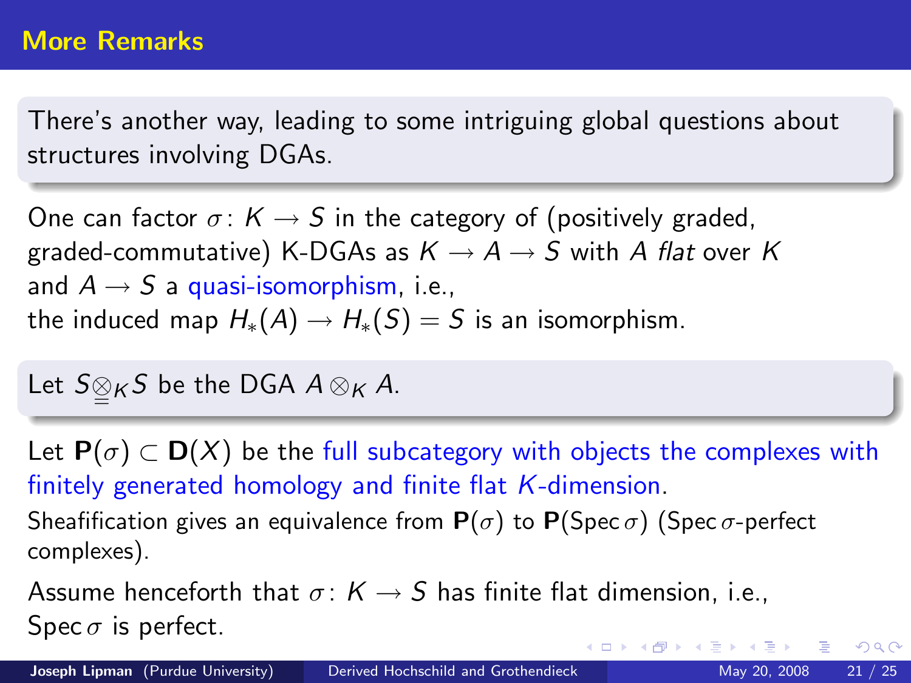## More Remarks

There's another way, leading to some intriguing global questions about structures involving DGAs.

One can factor $\sigma\colon K \to S$ in the category of (positively graded, graded-commutative) K-DGAs as $K \to A \to S$ with $A$ *flat* over $K$ and $A \to S$ a quasi-isomorphism, i.e.,
the induced map $H_*(A) \to H_*(S) = S$ is an isomorphism.

Let $S \underline{\underline{\otimes}}_K S$ be the DGA $A \otimes_K A$.

Let $\mathbf{P}(\sigma) \subset \mathbf{D}(X)$ be the full subcategory with objects the complexes with finitely generated homology and finite flat $K$-dimension.
Sheafification gives an equivalence from $\mathbf{P}(\sigma)$ to $\mathbf{P}(\operatorname{Spec}\sigma)$ ($\operatorname{Spec}\sigma$-perfect complexes).

Assume henceforth that $\sigma\colon K \to S$ has finite flat dimension, i.e., $\operatorname{Spec}\sigma$ is perfect.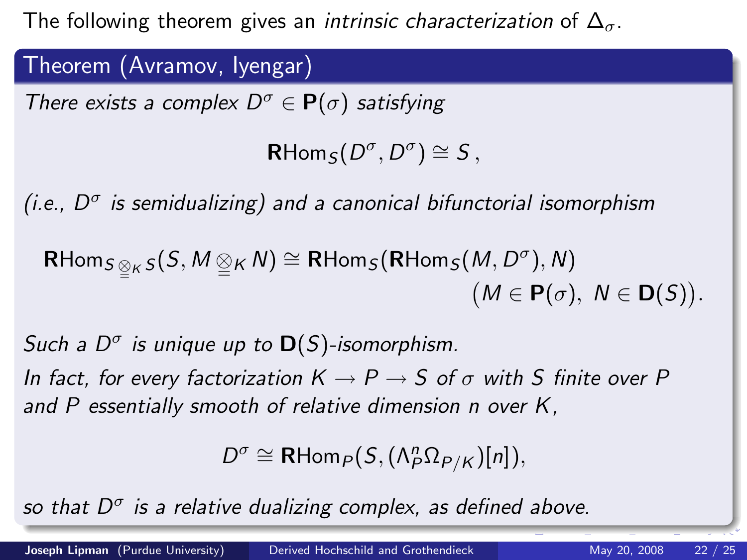The following theorem gives an *intrinsic characterization* of $\Delta_\sigma$.

### Theorem (Avramov, Iyengar)

*There exists a complex $D^\sigma \in \mathbf{P}(\sigma)$ satisfying*

$$\mathbf{R}\mathrm{Hom}_S(D^\sigma, D^\sigma) \cong S\,,$$

*(i.e., $D^\sigma$ is semidualizing) and a canonical bifunctorial isomorphism*

$$\mathbf{R}\mathrm{Hom}_{S \underline{\underline{\otimes}}_K S}(S, M \underline{\underline{\otimes}}_K N) \cong \mathbf{R}\mathrm{Hom}_S(\mathbf{R}\mathrm{Hom}_S(M, D^\sigma), N) \qquad \big(M \in \mathbf{P}(\sigma),\ N \in \mathbf{D}(S)\big).$$

*Such a $D^\sigma$ is unique up to $\mathbf{D}(S)$-isomorphism.*

*In fact, for every factorization $K \to P \to S$ of $\sigma$ with $S$ finite over $P$ and $P$ essentially smooth of relative dimension $n$ over $K$,*

$$D^\sigma \cong \mathbf{R}\mathrm{Hom}_P(S, (\Lambda^n_P \Omega_{P/K})[n]),$$

*so that $D^\sigma$ is a relative dualizing complex, as defined above.*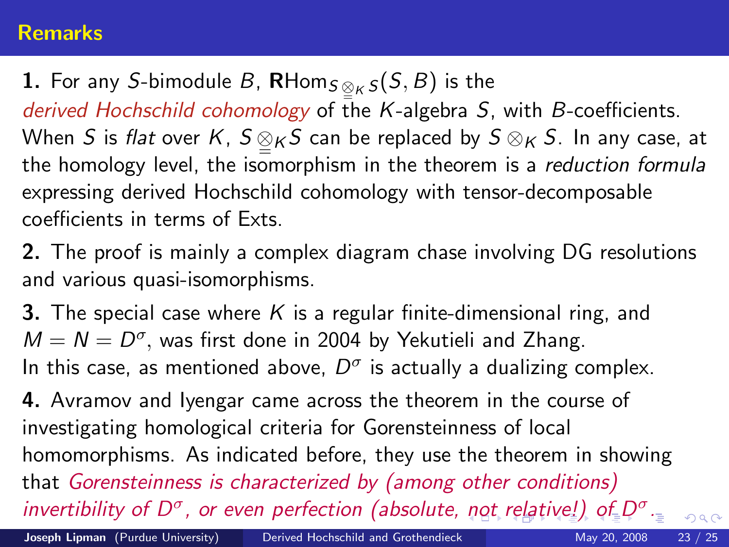## Remarks

**1.** For any $S$-bimodule $B$, $\mathbf{R}\mathrm{Hom}_{S \underline{\underline{\otimes}}_K S}(S, B)$ is the *derived Hochschild cohomology* of the $K$-algebra $S$, with $B$-coefficients. When $S$ is *flat* over $K$, $S \underline{\underline{\otimes}}_K S$ can be replaced by $S \otimes_K S$. In any case, at the homology level, the isomorphism in the theorem is a *reduction formula* expressing derived Hochschild cohomology with tensor-decomposable coefficients in terms of Exts.

**2.** The proof is mainly a complex diagram chase involving DG resolutions and various quasi-isomorphisms.

**3.** The special case where $K$ is a regular finite-dimensional ring, and $M = N = D^\sigma$, was first done in 2004 by Yekutieli and Zhang. In this case, as mentioned above, $D^\sigma$ is actually a dualizing complex.

**4.** Avramov and Iyengar came across the theorem in the course of investigating homological criteria for Gorensteinness of local homomorphisms. As indicated before, they use the theorem in showing that *Gorensteinness is characterized by (among other conditions) invertibility of $D^\sigma$, or even perfection (absolute, not relative!) of $D^\sigma$.*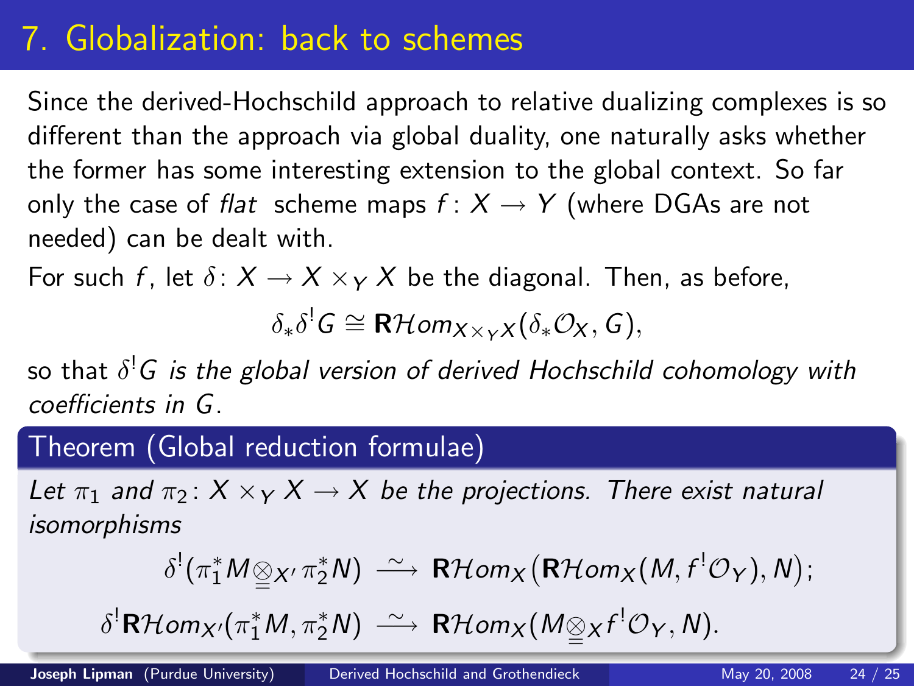# 7. Globalization: back to schemes

Since the derived-Hochschild approach to relative dualizing complexes is so different than the approach via global duality, one naturally asks whether the former has some interesting extension to the global context. So far only the case of *flat* scheme maps $f\colon X \to Y$ (where DGAs are not needed) can be dealt with.

For such $f$, let $\delta\colon X \to X \times_Y X$ be the diagonal. Then, as before,

$$\delta_*\delta^! G \cong \mathbf{R}\mathcal{H}om_{X\times_Y X}(\delta_*\mathcal{O}_X, G),$$

so that $\delta^! G$ *is the global version of derived Hochschild cohomology with coefficients in* $G$.

**Theorem (Global reduction formulae)**

*Let $\pi_1$ and $\pi_2\colon X \times_Y X \to X$ be the projections. There exist natural isomorphisms*

$$\delta^!(\pi_1^* M \underline{\otimes}_{X'} \pi_2^* N) \xrightarrow{\ \sim\ } \mathbf{R}\mathcal{H}om_X\big(\mathbf{R}\mathcal{H}om_X(M, f^!\mathcal{O}_Y), N\big);$$

$$\delta^! \mathbf{R}\mathcal{H}om_{X'}(\pi_1^* M, \pi_2^* N) \xrightarrow{\ \sim\ } \mathbf{R}\mathcal{H}om_X(M \underline{\otimes}_X f^!\mathcal{O}_Y, N).$$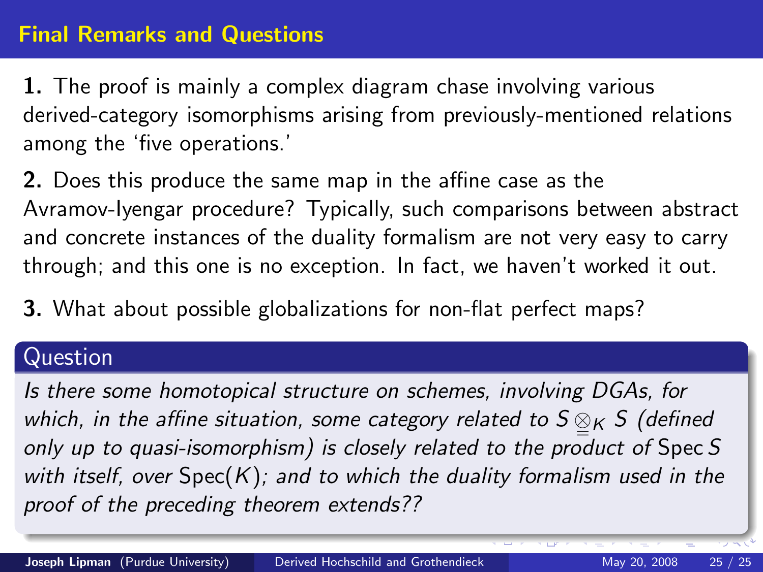## Final Remarks and Questions

**1.** The proof is mainly a complex diagram chase involving various derived-category isomorphisms arising from previously-mentioned relations among the 'five operations.'

**2.** Does this produce the same map in the affine case as the Avramov-Iyengar procedure? Typically, such comparisons between abstract and concrete instances of the duality formalism are not very easy to carry through; and this one is no exception. In fact, we haven't worked it out.

**3.** What about possible globalizations for non-flat perfect maps?

### Question

*Is there some homotopical structure on schemes, involving DGAs, for which, in the affine situation, some category related to $S \underline{\otimes}_K S$ (defined only up to quasi-isomorphism) is closely related to the product of* $\operatorname{Spec} S$ *with itself, over* $\operatorname{Spec}(K)$*; and to which the duality formalism used in the proof of the preceding theorem extends??*